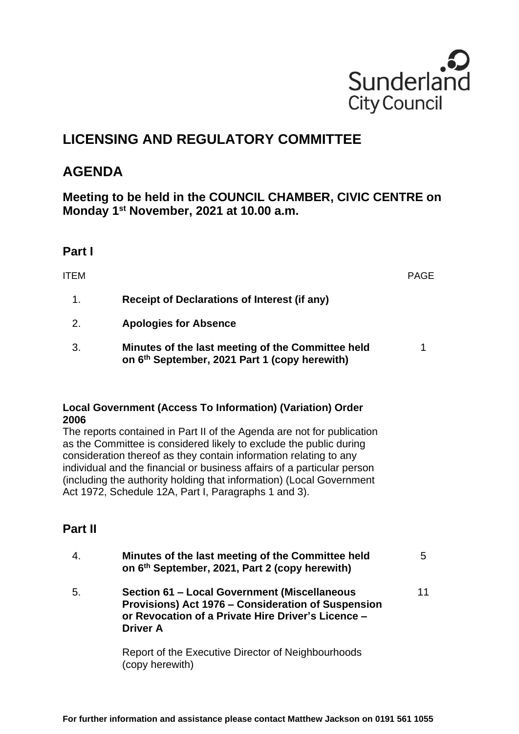Sunderland City Council

# LICENSING AND REGULATORY COMMITTEE

# AGENDA

### Meeting to be held in the COUNCIL CHAMBER, CIVIC CENTRE on Monday 1st November, 2021 at 10.00 a.m.

## Part I

| ITEM | | PAGE |
|---|---|---|
| 1. | **Receipt of Declarations of Interest (if any)** | |
| 2. | **Apologies for Absence** | |
| 3. | **Minutes of the last meeting of the Committee held on 6th September, 2021 Part 1 (copy herewith)** | 1 |

**Local Government (Access To Information) (Variation) Order 2006**

The reports contained in Part II of the Agenda are not for publication as the Committee is considered likely to exclude the public during consideration thereof as they contain information relating to any individual and the financial or business affairs of a particular person (including the authority holding that information) (Local Government Act 1972, Schedule 12A, Part I, Paragraphs 1 and 3).

## Part II

| ITEM | | PAGE |
|---|---|---|
| 4. | **Minutes of the last meeting of the Committee held on 6th September, 2021, Part 2 (copy herewith)** | 5 |
| 5. | **Section 61 – Local Government (Miscellaneous Provisions) Act 1976 – Consideration of Suspension or Revocation of a Private Hire Driver's Licence – Driver A**<br><br>Report of the Executive Director of Neighbourhoods (copy herewith) | 11 |

**For further information and assistance please contact Matthew Jackson on 0191 561 1055**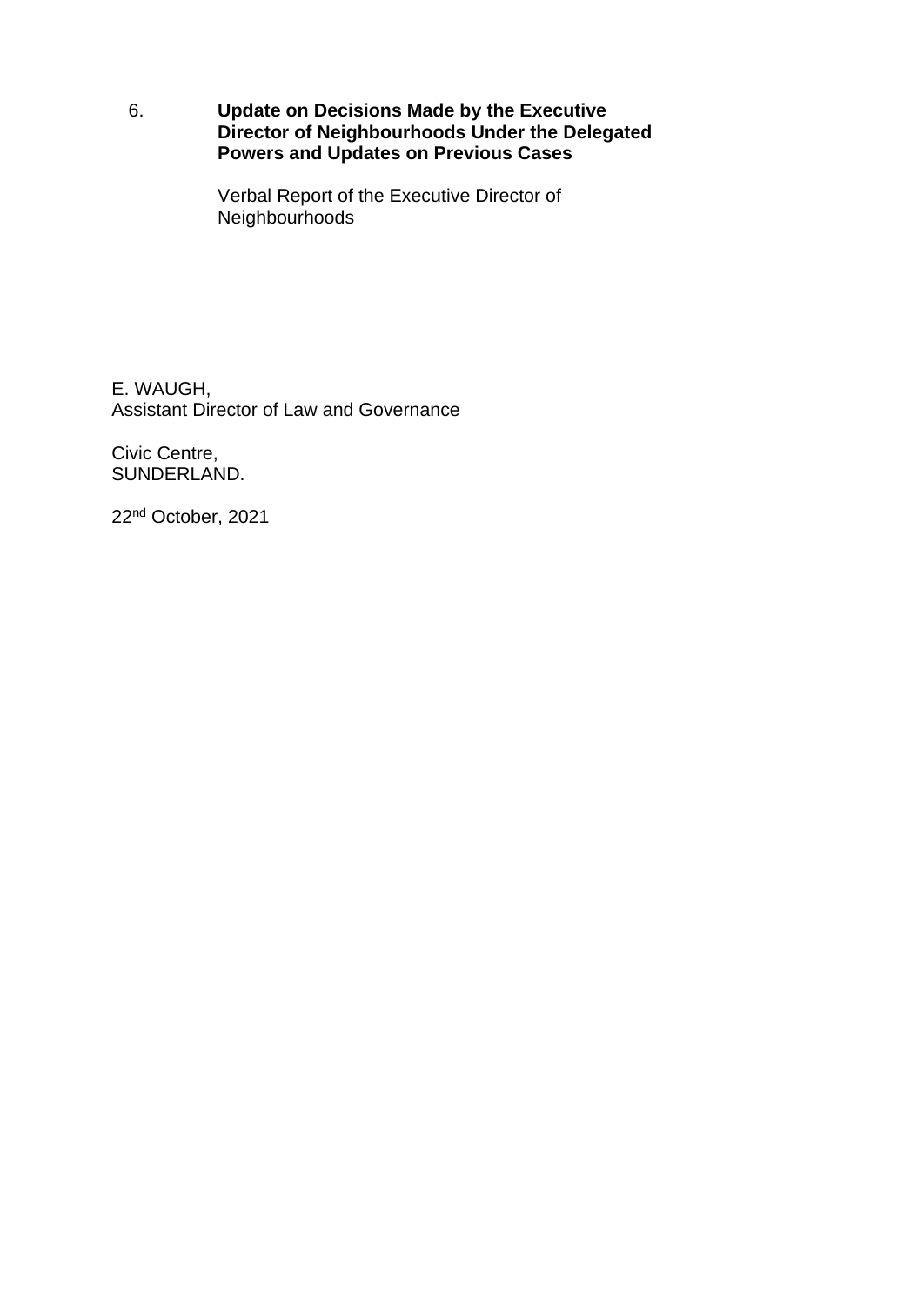6. **Update on Decisions Made by the Executive Director of Neighbourhoods Under the Delegated Powers and Updates on Previous Cases**

Verbal Report of the Executive Director of Neighbourhoods

E. WAUGH,
Assistant Director of Law and Governance

Civic Centre,
SUNDERLAND.

22nd October, 2021